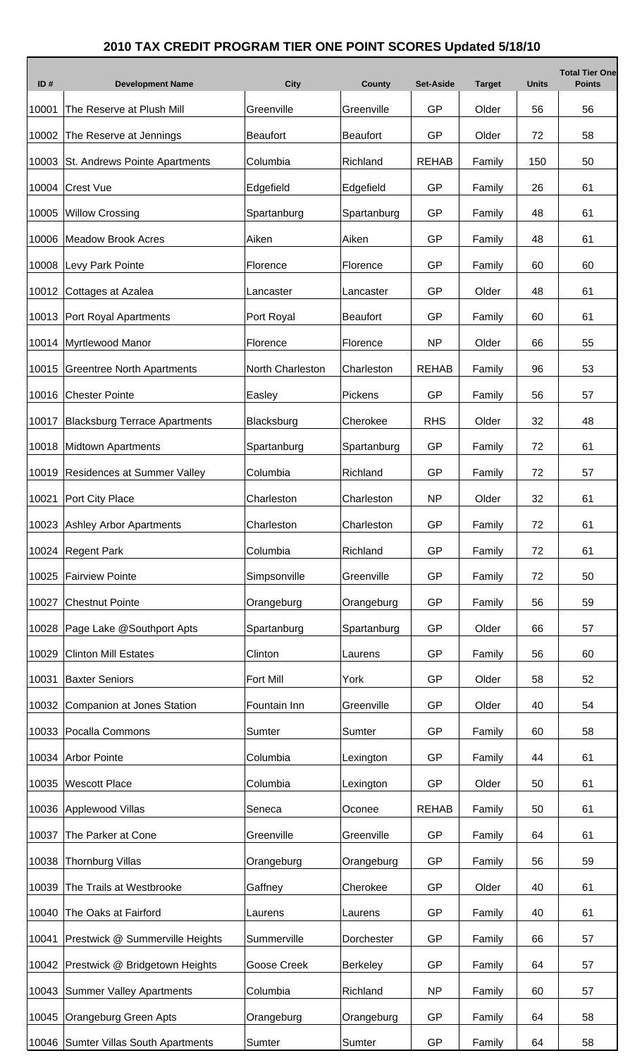# 2010 TAX CREDIT PROGRAM TIER ONE POINT SCORES Updated 5/18/10

| ID # | Development Name | City | County | Set-Aside | Target | Units | Total Tier One Points |
|---|---|---|---|---|---|---|---|
| 10001 | The Reserve at Plush Mill | Greenville | Greenville | GP | Older | 56 | 56 |
| 10002 | The Reserve at Jennings | Beaufort | Beaufort | GP | Older | 72 | 58 |
| 10003 | St. Andrews Pointe Apartments | Columbia | Richland | REHAB | Family | 150 | 50 |
| 10004 | Crest Vue | Edgefield | Edgefield | GP | Family | 26 | 61 |
| 10005 | Willow Crossing | Spartanburg | Spartanburg | GP | Family | 48 | 61 |
| 10006 | Meadow Brook Acres | Aiken | Aiken | GP | Family | 48 | 61 |
| 10008 | Levy Park Pointe | Florence | Florence | GP | Family | 60 | 60 |
| 10012 | Cottages at Azalea | Lancaster | Lancaster | GP | Older | 48 | 61 |
| 10013 | Port Royal Apartments | Port Royal | Beaufort | GP | Family | 60 | 61 |
| 10014 | Myrtlewood Manor | Florence | Florence | NP | Older | 66 | 55 |
| 10015 | Greentree North Apartments | North Charleston | Charleston | REHAB | Family | 96 | 53 |
| 10016 | Chester Pointe | Easley | Pickens | GP | Family | 56 | 57 |
| 10017 | Blacksburg Terrace Apartments | Blacksburg | Cherokee | RHS | Older | 32 | 48 |
| 10018 | Midtown Apartments | Spartanburg | Spartanburg | GP | Family | 72 | 61 |
| 10019 | Residences at Summer Valley | Columbia | Richland | GP | Family | 72 | 57 |
| 10021 | Port City Place | Charleston | Charleston | NP | Older | 32 | 61 |
| 10023 | Ashley Arbor Apartments | Charleston | Charleston | GP | Family | 72 | 61 |
| 10024 | Regent Park | Columbia | Richland | GP | Family | 72 | 61 |
| 10025 | Fairview Pointe | Simpsonville | Greenville | GP | Family | 72 | 50 |
| 10027 | Chestnut Pointe | Orangeburg | Orangeburg | GP | Family | 56 | 59 |
| 10028 | Page Lake @Southport Apts | Spartanburg | Spartanburg | GP | Older | 66 | 57 |
| 10029 | Clinton Mill Estates | Clinton | Laurens | GP | Family | 56 | 60 |
| 10031 | Baxter Seniors | Fort Mill | York | GP | Older | 58 | 52 |
| 10032 | Companion at Jones Station | Fountain Inn | Greenville | GP | Older | 40 | 54 |
| 10033 | Pocalla Commons | Sumter | Sumter | GP | Family | 60 | 58 |
| 10034 | Arbor Pointe | Columbia | Lexington | GP | Family | 44 | 61 |
| 10035 | Wescott Place | Columbia | Lexington | GP | Older | 50 | 61 |
| 10036 | Applewood Villas | Seneca | Oconee | REHAB | Family | 50 | 61 |
| 10037 | The Parker at Cone | Greenville | Greenville | GP | Family | 64 | 61 |
| 10038 | Thornburg Villas | Orangeburg | Orangeburg | GP | Family | 56 | 59 |
| 10039 | The Trails at Westbrooke | Gaffney | Cherokee | GP | Older | 40 | 61 |
| 10040 | The Oaks at Fairford | Laurens | Laurens | GP | Family | 40 | 61 |
| 10041 | Prestwick @ Summerville Heights | Summerville | Dorchester | GP | Family | 66 | 57 |
| 10042 | Prestwick @ Bridgetown Heights | Goose Creek | Berkeley | GP | Family | 64 | 57 |
| 10043 | Summer Valley Apartments | Columbia | Richland | NP | Family | 60 | 57 |
| 10045 | Orangeburg Green Apts | Orangeburg | Orangeburg | GP | Family | 64 | 58 |
| 10046 | Sumter Villas South Apartments | Sumter | Sumter | GP | Family | 64 | 58 |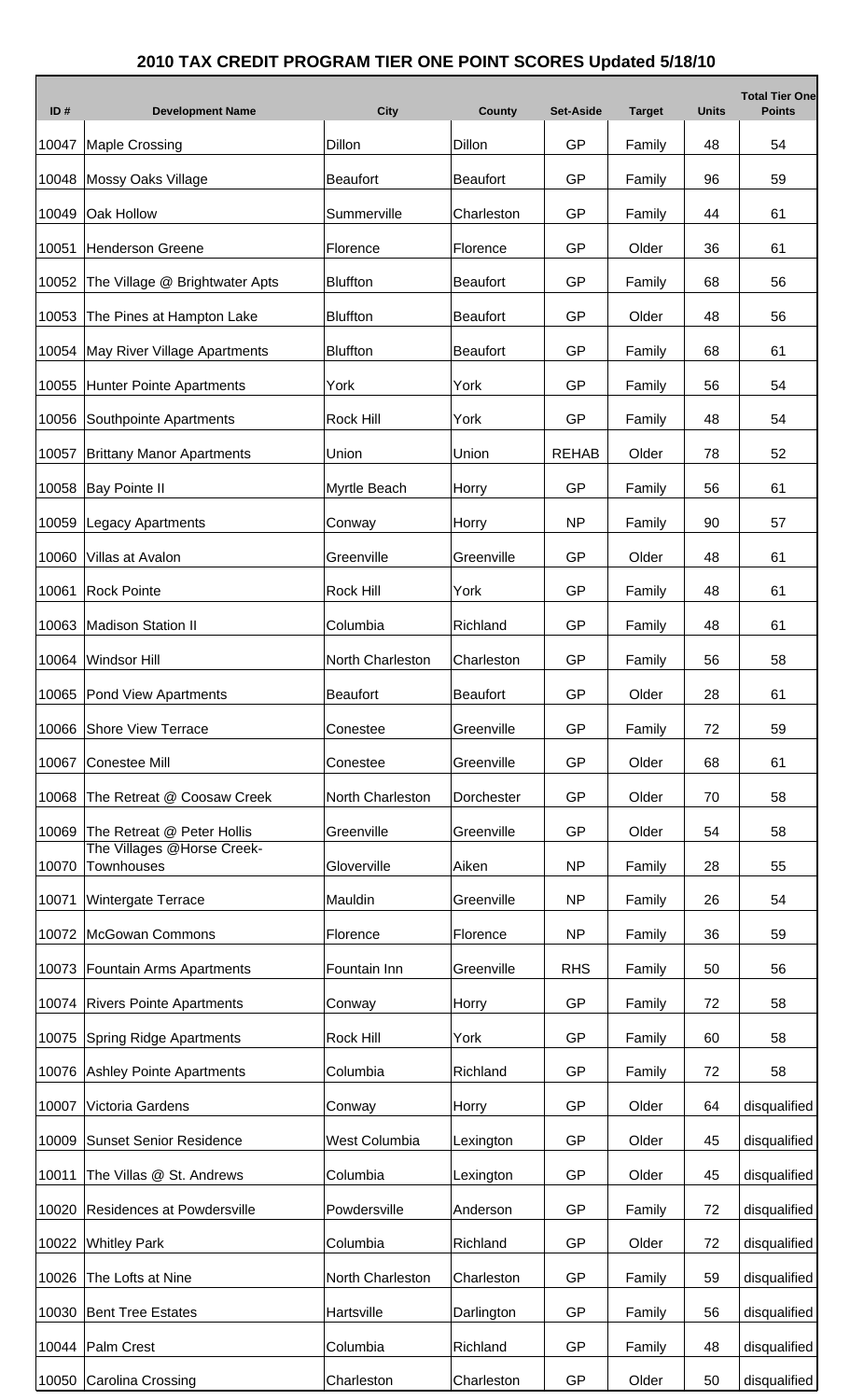## 2010 TAX CREDIT PROGRAM TIER ONE POINT SCORES Updated 5/18/10

| ID # | Development Name | City | County | Set-Aside | Target | Units | Total Tier One Points |
|---|---|---|---|---|---|---|---|
| 10047 | Maple Crossing | Dillon | Dillon | GP | Family | 48 | 54 |
| 10048 | Mossy Oaks Village | Beaufort | Beaufort | GP | Family | 96 | 59 |
| 10049 | Oak Hollow | Summerville | Charleston | GP | Family | 44 | 61 |
| 10051 | Henderson Greene | Florence | Florence | GP | Older | 36 | 61 |
| 10052 | The Village @ Brightwater Apts | Bluffton | Beaufort | GP | Family | 68 | 56 |
| 10053 | The Pines at Hampton Lake | Bluffton | Beaufort | GP | Older | 48 | 56 |
| 10054 | May River Village Apartments | Bluffton | Beaufort | GP | Family | 68 | 61 |
| 10055 | Hunter Pointe Apartments | York | York | GP | Family | 56 | 54 |
| 10056 | Southpointe Apartments | Rock Hill | York | GP | Family | 48 | 54 |
| 10057 | Brittany Manor Apartments | Union | Union | REHAB | Older | 78 | 52 |
| 10058 | Bay Pointe II | Myrtle Beach | Horry | GP | Family | 56 | 61 |
| 10059 | Legacy Apartments | Conway | Horry | NP | Family | 90 | 57 |
| 10060 | Villas at Avalon | Greenville | Greenville | GP | Older | 48 | 61 |
| 10061 | Rock Pointe | Rock Hill | York | GP | Family | 48 | 61 |
| 10063 | Madison Station II | Columbia | Richland | GP | Family | 48 | 61 |
| 10064 | Windsor Hill | North Charleston | Charleston | GP | Family | 56 | 58 |
| 10065 | Pond View Apartments | Beaufort | Beaufort | GP | Older | 28 | 61 |
| 10066 | Shore View Terrace | Conestee | Greenville | GP | Family | 72 | 59 |
| 10067 | Conestee Mill | Conestee | Greenville | GP | Older | 68 | 61 |
| 10068 | The Retreat @ Coosaw Creek | North Charleston | Dorchester | GP | Older | 70 | 58 |
| 10069 | The Retreat @ Peter Hollis | Greenville | Greenville | GP | Older | 54 | 58 |
| 10070 | The Villages @Horse Creek-Townhouses | Gloverville | Aiken | NP | Family | 28 | 55 |
| 10071 | Wintergate Terrace | Mauldin | Greenville | NP | Family | 26 | 54 |
| 10072 | McGowan Commons | Florence | Florence | NP | Family | 36 | 59 |
| 10073 | Fountain Arms Apartments | Fountain Inn | Greenville | RHS | Family | 50 | 56 |
| 10074 | Rivers Pointe Apartments | Conway | Horry | GP | Family | 72 | 58 |
| 10075 | Spring Ridge Apartments | Rock Hill | York | GP | Family | 60 | 58 |
| 10076 | Ashley Pointe Apartments | Columbia | Richland | GP | Family | 72 | 58 |
| 10007 | Victoria Gardens | Conway | Horry | GP | Older | 64 | disqualified |
| 10009 | Sunset Senior Residence | West Columbia | Lexington | GP | Older | 45 | disqualified |
| 10011 | The Villas @ St. Andrews | Columbia | Lexington | GP | Older | 45 | disqualified |
| 10020 | Residences at Powdersville | Powdersville | Anderson | GP | Family | 72 | disqualified |
| 10022 | Whitley Park | Columbia | Richland | GP | Older | 72 | disqualified |
| 10026 | The Lofts at Nine | North Charleston | Charleston | GP | Family | 59 | disqualified |
| 10030 | Bent Tree Estates | Hartsville | Darlington | GP | Family | 56 | disqualified |
| 10044 | Palm Crest | Columbia | Richland | GP | Family | 48 | disqualified |
| 10050 | Carolina Crossing | Charleston | Charleston | GP | Older | 50 | disqualified |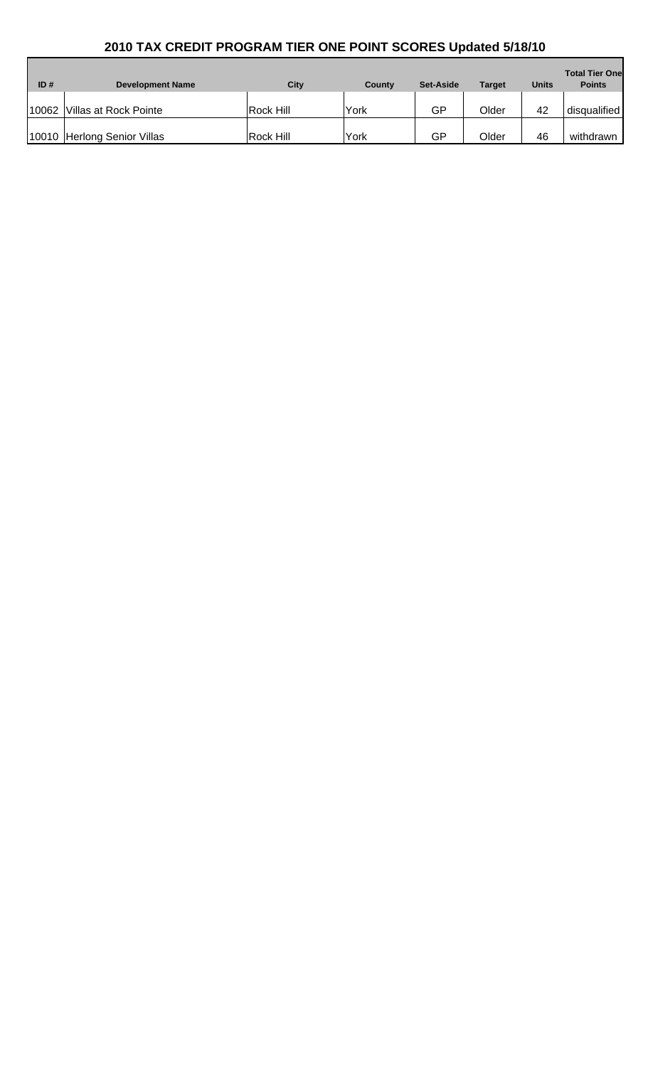# 2010 TAX CREDIT PROGRAM TIER ONE POINT SCORES Updated 5/18/10

| ID # | Development Name | City | County | Set-Aside | Target | Units | Total Tier One Points |
|---|---|---|---|---|---|---|---|
| 10062 | Villas at Rock Pointe | Rock Hill | York | GP | Older | 42 | disqualified |
| 10010 | Herlong Senior Villas | Rock Hill | York | GP | Older | 46 | withdrawn |